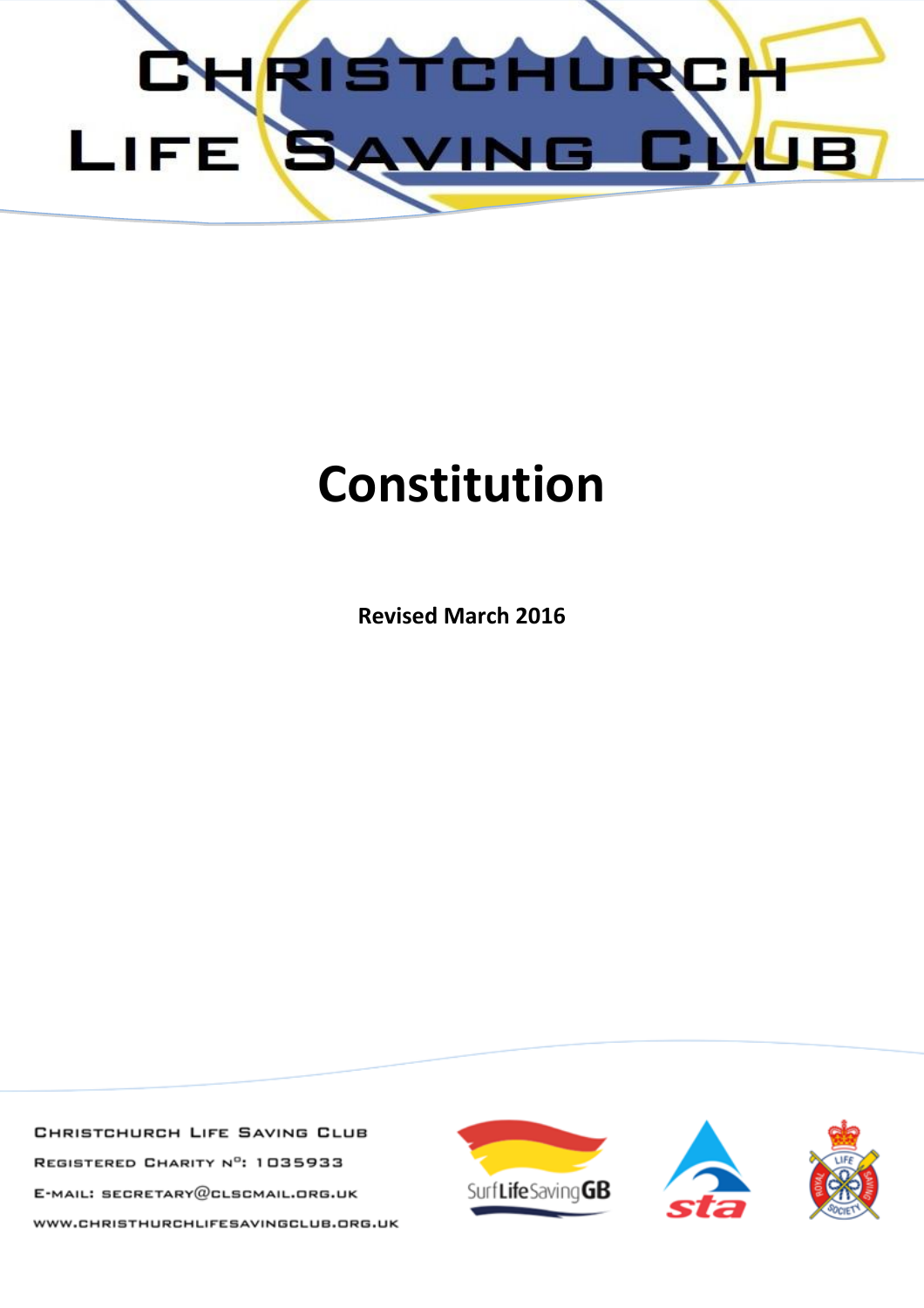# Christchurch Life Saving Club

# Constitution

**Revised March 2016**

Christchurch Life Saving Club

Registered Charity Nº: 1035933

E-mail: secretary@clscmail.org.uk

www.christhurchlifesavingclub.org.uk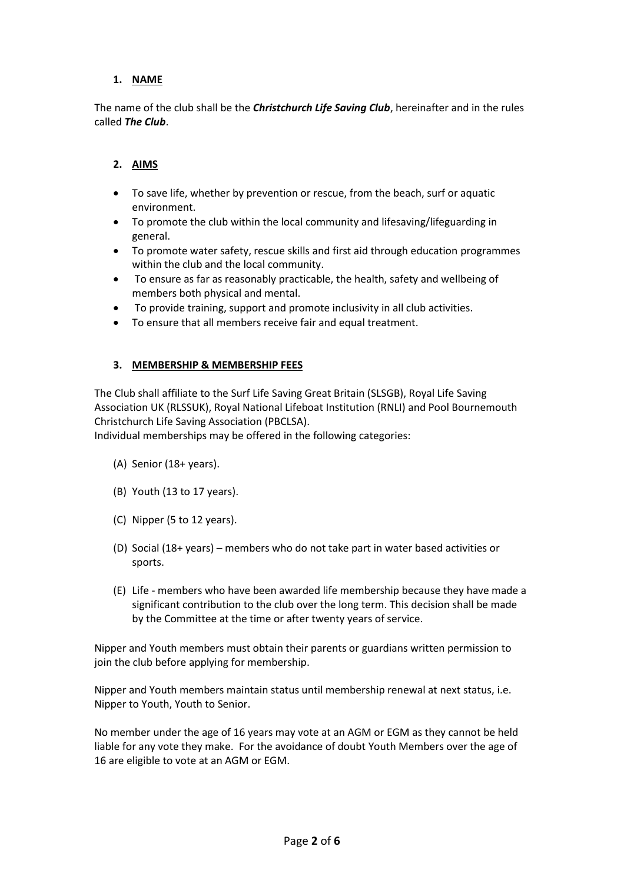## 1. NAME

The name of the club shall be the ***Christchurch Life Saving Club***, hereinafter and in the rules called ***The Club***.

## 2. AIMS

- To save life, whether by prevention or rescue, from the beach, surf or aquatic environment.
- To promote the club within the local community and lifesaving/lifeguarding in general.
- To promote water safety, rescue skills and first aid through education programmes within the club and the local community.
- To ensure as far as reasonably practicable, the health, safety and wellbeing of members both physical and mental.
- To provide training, support and promote inclusivity in all club activities.
- To ensure that all members receive fair and equal treatment.

## 3. MEMBERSHIP & MEMBERSHIP FEES

The Club shall affiliate to the Surf Life Saving Great Britain (SLSGB), Royal Life Saving Association UK (RLSSUK), Royal National Lifeboat Institution (RNLI) and Pool Bournemouth Christchurch Life Saving Association (PBCLSA).
Individual memberships may be offered in the following categories:

(A) Senior (18+ years).

(B) Youth (13 to 17 years).

(C) Nipper (5 to 12 years).

(D) Social (18+ years) – members who do not take part in water based activities or sports.

(E) Life - members who have been awarded life membership because they have made a significant contribution to the club over the long term. This decision shall be made by the Committee at the time or after twenty years of service.

Nipper and Youth members must obtain their parents or guardians written permission to join the club before applying for membership.

Nipper and Youth members maintain status until membership renewal at next status, i.e. Nipper to Youth, Youth to Senior.

No member under the age of 16 years may vote at an AGM or EGM as they cannot be held liable for any vote they make. For the avoidance of doubt Youth Members over the age of 16 are eligible to vote at an AGM or EGM.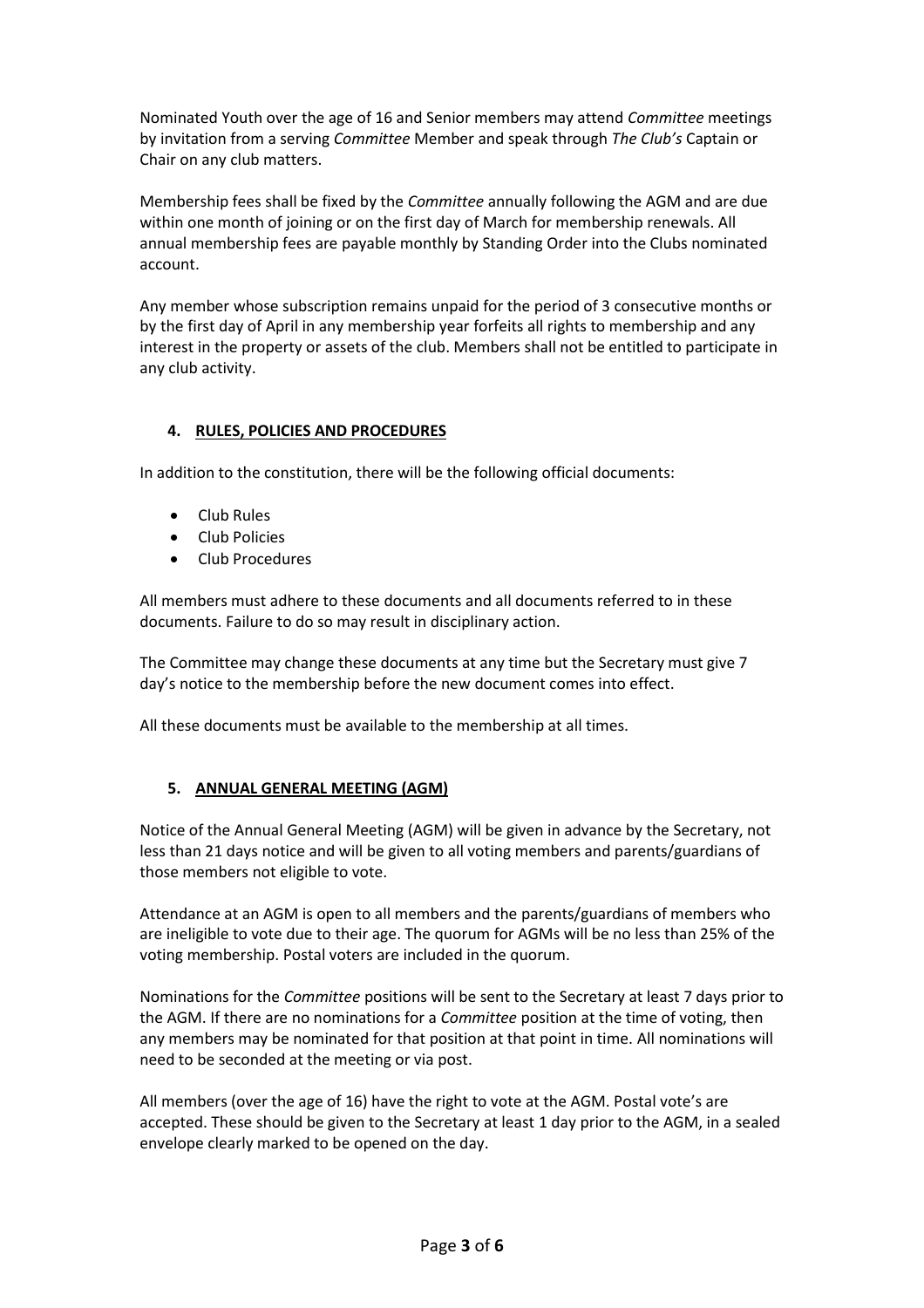Nominated Youth over the age of 16 and Senior members may attend *Committee* meetings by invitation from a serving *Committee* Member and speak through *The Club's* Captain or Chair on any club matters.

Membership fees shall be fixed by the *Committee* annually following the AGM and are due within one month of joining or on the first day of March for membership renewals. All annual membership fees are payable monthly by Standing Order into the Clubs nominated account.

Any member whose subscription remains unpaid for the period of 3 consecutive months or by the first day of April in any membership year forfeits all rights to membership and any interest in the property or assets of the club. Members shall not be entitled to participate in any club activity.

## 4. RULES, POLICIES AND PROCEDURES

In addition to the constitution, there will be the following official documents:

- Club Rules
- Club Policies
- Club Procedures

All members must adhere to these documents and all documents referred to in these documents. Failure to do so may result in disciplinary action.

The Committee may change these documents at any time but the Secretary must give 7 day's notice to the membership before the new document comes into effect.

All these documents must be available to the membership at all times.

## 5. ANNUAL GENERAL MEETING (AGM)

Notice of the Annual General Meeting (AGM) will be given in advance by the Secretary, not less than 21 days notice and will be given to all voting members and parents/guardians of those members not eligible to vote.

Attendance at an AGM is open to all members and the parents/guardians of members who are ineligible to vote due to their age. The quorum for AGMs will be no less than 25% of the voting membership. Postal voters are included in the quorum.

Nominations for the *Committee* positions will be sent to the Secretary at least 7 days prior to the AGM. If there are no nominations for a *Committee* position at the time of voting, then any members may be nominated for that position at that point in time. All nominations will need to be seconded at the meeting or via post.

All members (over the age of 16) have the right to vote at the AGM. Postal vote's are accepted. These should be given to the Secretary at least 1 day prior to the AGM, in a sealed envelope clearly marked to be opened on the day.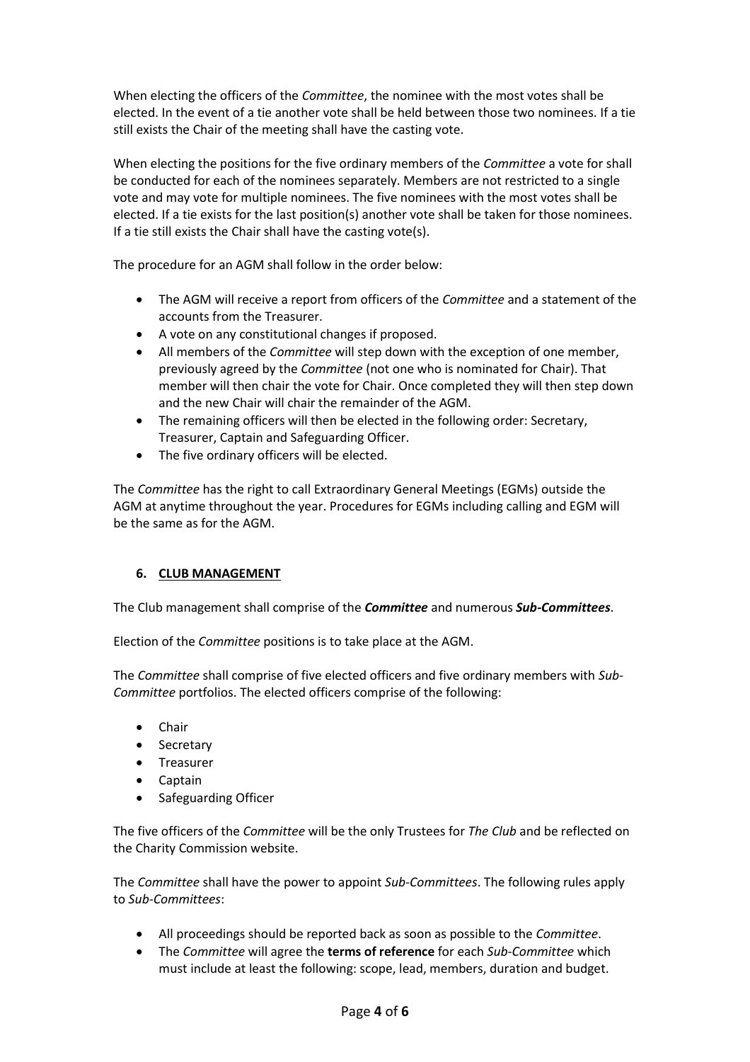When electing the officers of the *Committee*, the nominee with the most votes shall be elected. In the event of a tie another vote shall be held between those two nominees. If a tie still exists the Chair of the meeting shall have the casting vote.

When electing the positions for the five ordinary members of the *Committee* a vote for shall be conducted for each of the nominees separately. Members are not restricted to a single vote and may vote for multiple nominees. The five nominees with the most votes shall be elected. If a tie exists for the last position(s) another vote shall be taken for those nominees. If a tie still exists the Chair shall have the casting vote(s).

The procedure for an AGM shall follow in the order below:

- The AGM will receive a report from officers of the *Committee* and a statement of the accounts from the Treasurer.
- A vote on any constitutional changes if proposed.
- All members of the *Committee* will step down with the exception of one member, previously agreed by the *Committee* (not one who is nominated for Chair). That member will then chair the vote for Chair. Once completed they will then step down and the new Chair will chair the remainder of the AGM.
- The remaining officers will then be elected in the following order: Secretary, Treasurer, Captain and Safeguarding Officer.
- The five ordinary officers will be elected.

The *Committee* has the right to call Extraordinary General Meetings (EGMs) outside the AGM at anytime throughout the year. Procedures for EGMs including calling and EGM will be the same as for the AGM.

## 6. CLUB MANAGEMENT

The Club management shall comprise of the ***Committee*** and numerous ***Sub-Committees***.

Election of the *Committee* positions is to take place at the AGM.

The *Committee* shall comprise of five elected officers and five ordinary members with *Sub-Committee* portfolios. The elected officers comprise of the following:

- Chair
- Secretary
- Treasurer
- Captain
- Safeguarding Officer

The five officers of the *Committee* will be the only Trustees for *The Club* and be reflected on the Charity Commission website.

The *Committee* shall have the power to appoint *Sub-Committees*. The following rules apply to *Sub-Committees*:

- All proceedings should be reported back as soon as possible to the *Committee*.
- The *Committee* will agree the **terms of reference** for each *Sub-Committee* which must include at least the following: scope, lead, members, duration and budget.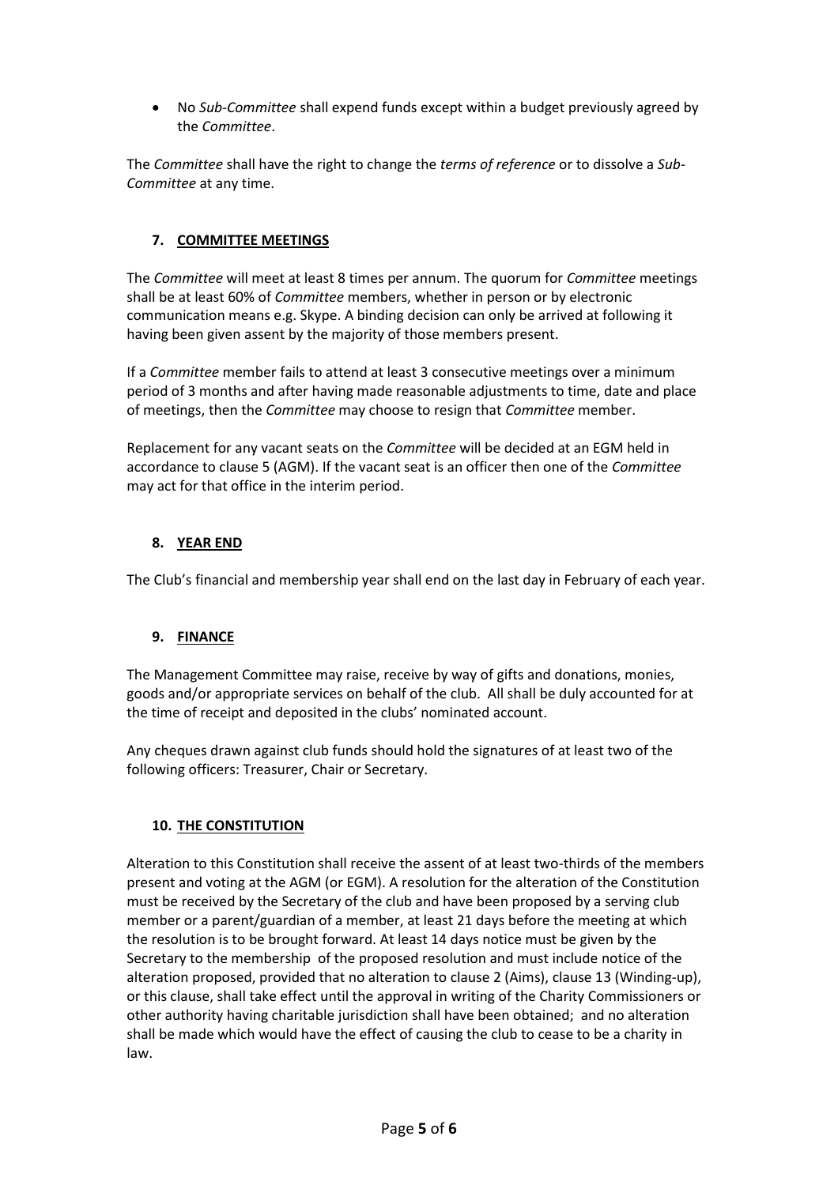- No *Sub-Committee* shall expend funds except within a budget previously agreed by the *Committee*.

The *Committee* shall have the right to change the *terms of reference* or to dissolve a *Sub-Committee* at any time.

## 7. COMMITTEE MEETINGS

The *Committee* will meet at least 8 times per annum. The quorum for *Committee* meetings shall be at least 60% of *Committee* members, whether in person or by electronic communication means e.g. Skype. A binding decision can only be arrived at following it having been given assent by the majority of those members present.

If a *Committee* member fails to attend at least 3 consecutive meetings over a minimum period of 3 months and after having made reasonable adjustments to time, date and place of meetings, then the *Committee* may choose to resign that *Committee* member.

Replacement for any vacant seats on the *Committee* will be decided at an EGM held in accordance to clause 5 (AGM). If the vacant seat is an officer then one of the *Committee* may act for that office in the interim period.

## 8. YEAR END

The Club's financial and membership year shall end on the last day in February of each year.

## 9. FINANCE

The Management Committee may raise, receive by way of gifts and donations, monies, goods and/or appropriate services on behalf of the club. All shall be duly accounted for at the time of receipt and deposited in the clubs' nominated account.

Any cheques drawn against club funds should hold the signatures of at least two of the following officers: Treasurer, Chair or Secretary.

## 10. THE CONSTITUTION

Alteration to this Constitution shall receive the assent of at least two-thirds of the members present and voting at the AGM (or EGM). A resolution for the alteration of the Constitution must be received by the Secretary of the club and have been proposed by a serving club member or a parent/guardian of a member, at least 21 days before the meeting at which the resolution is to be brought forward. At least 14 days notice must be given by the Secretary to the membership of the proposed resolution and must include notice of the alteration proposed, provided that no alteration to clause 2 (Aims), clause 13 (Winding-up), or this clause, shall take effect until the approval in writing of the Charity Commissioners or other authority having charitable jurisdiction shall have been obtained; and no alteration shall be made which would have the effect of causing the club to cease to be a charity in law.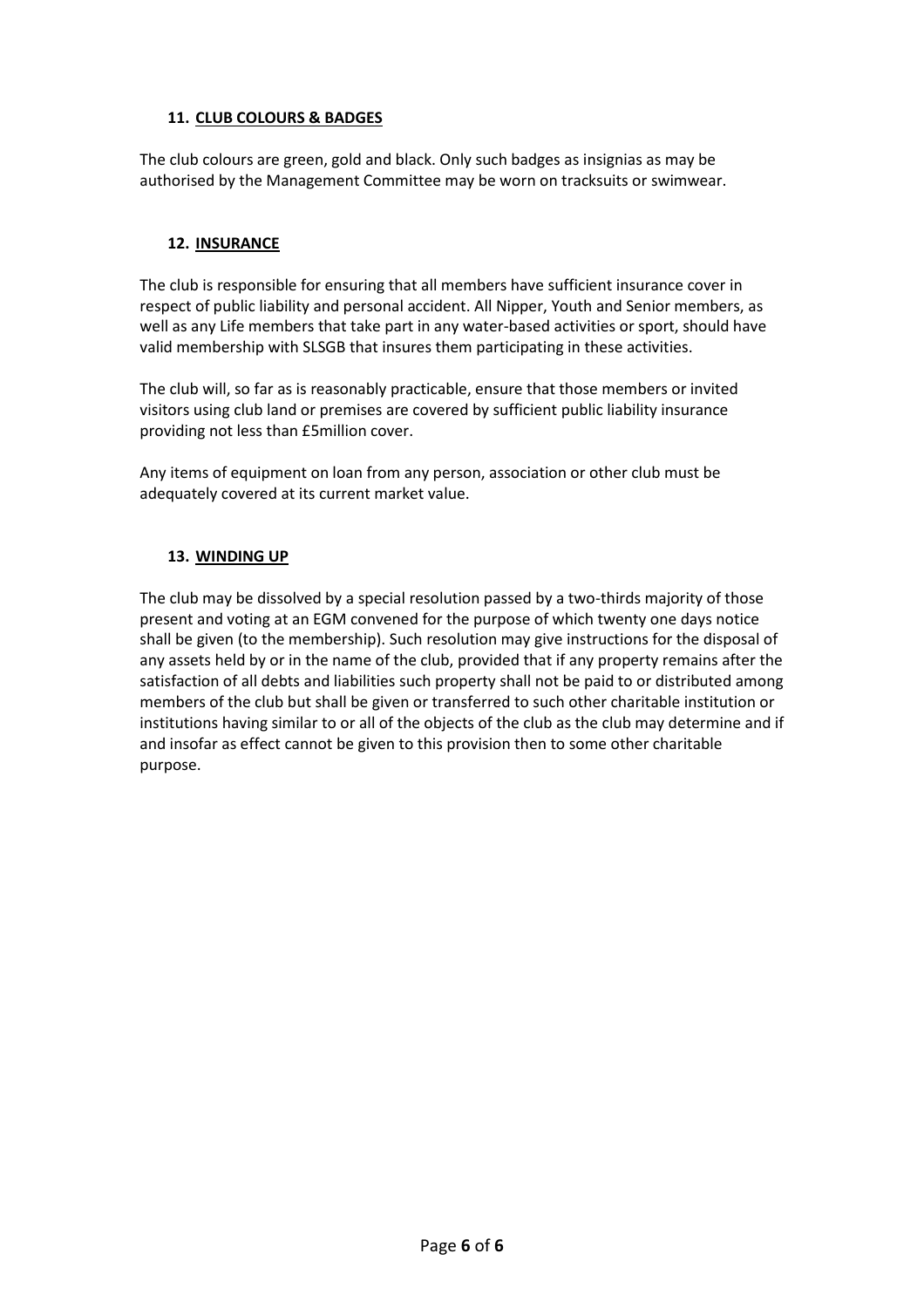## 11. CLUB COLOURS & BADGES

The club colours are green, gold and black. Only such badges as insignias as may be authorised by the Management Committee may be worn on tracksuits or swimwear.

## 12. INSURANCE

The club is responsible for ensuring that all members have sufficient insurance cover in respect of public liability and personal accident. All Nipper, Youth and Senior members, as well as any Life members that take part in any water-based activities or sport, should have valid membership with SLSGB that insures them participating in these activities.

The club will, so far as is reasonably practicable, ensure that those members or invited visitors using club land or premises are covered by sufficient public liability insurance providing not less than £5million cover.

Any items of equipment on loan from any person, association or other club must be adequately covered at its current market value.

## 13. WINDING UP

The club may be dissolved by a special resolution passed by a two-thirds majority of those present and voting at an EGM convened for the purpose of which twenty one days notice shall be given (to the membership). Such resolution may give instructions for the disposal of any assets held by or in the name of the club, provided that if any property remains after the satisfaction of all debts and liabilities such property shall not be paid to or distributed among members of the club but shall be given or transferred to such other charitable institution or institutions having similar to or all of the objects of the club as the club may determine and if and insofar as effect cannot be given to this provision then to some other charitable purpose.